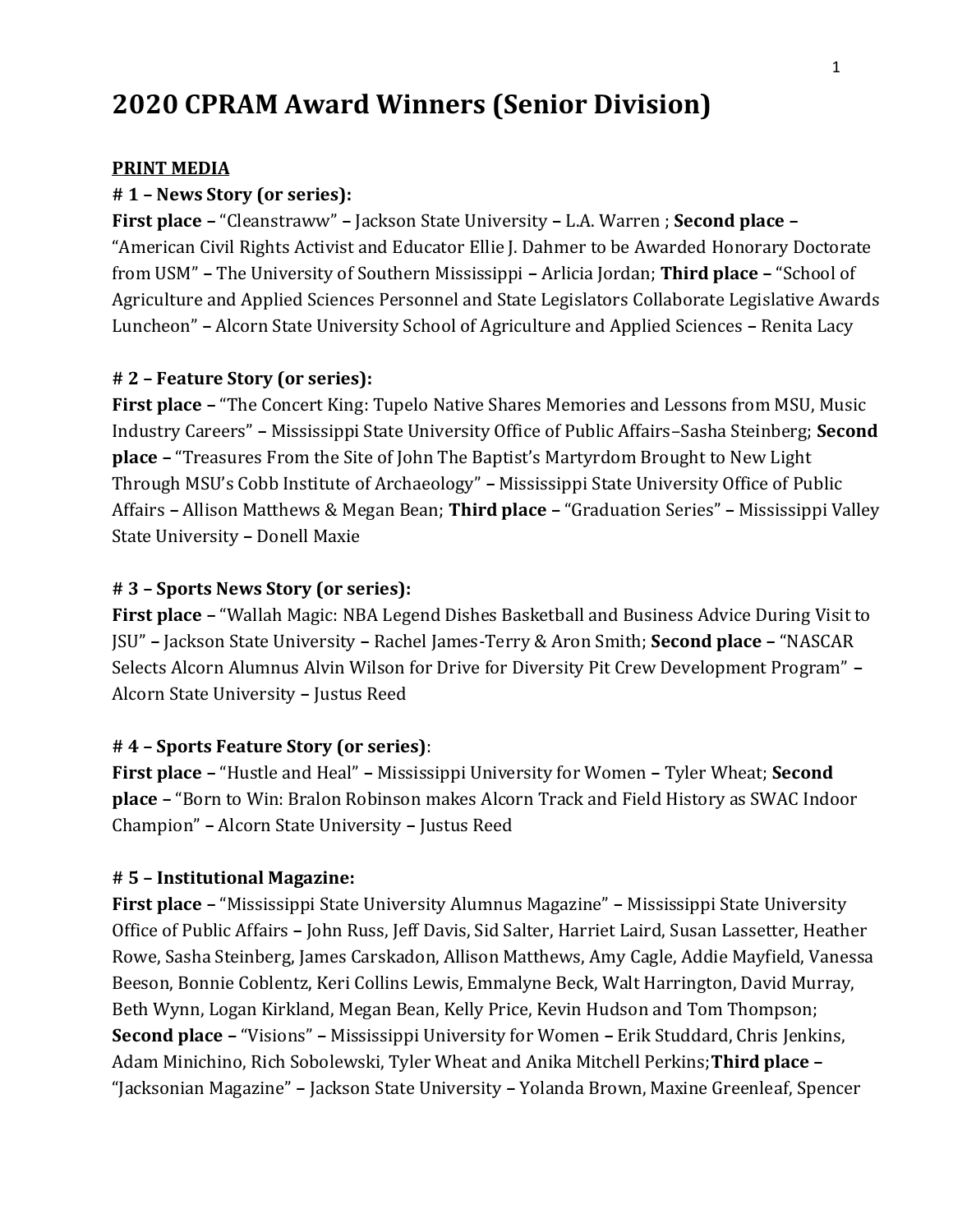# 2020 CPRAM Award Winners (Senior Division)

**PRINT MEDIA**

**# 1 – News Story (or series):**

**First place** – "Cleanstraww" – Jackson State University – L.A. Warren ; **Second place** – "American Civil Rights Activist and Educator Ellie J. Dahmer to be Awarded Honorary Doctorate from USM" – The University of Southern Mississippi – Arlicia Jordan; **Third place** – "School of Agriculture and Applied Sciences Personnel and State Legislators Collaborate Legislative Awards Luncheon" – Alcorn State University School of Agriculture and Applied Sciences – Renita Lacy

**# 2 – Feature Story (or series):**

**First place** – "The Concert King: Tupelo Native Shares Memories and Lessons from MSU, Music Industry Careers" – Mississippi State University Office of Public Affairs–Sasha Steinberg; **Second place** – "Treasures From the Site of John The Baptist's Martyrdom Brought to New Light Through MSU's Cobb Institute of Archaeology" – Mississippi State University Office of Public Affairs – Allison Matthews & Megan Bean; **Third place** – "Graduation Series" – Mississippi Valley State University – Donell Maxie

**# 3 – Sports News Story (or series):**

**First place** – "Wallah Magic: NBA Legend Dishes Basketball and Business Advice During Visit to JSU" – Jackson State University – Rachel James-Terry & Aron Smith; **Second place** – "NASCAR Selects Alcorn Alumnus Alvin Wilson for Drive for Diversity Pit Crew Development Program" – Alcorn State University – Justus Reed

**# 4 – Sports Feature Story (or series)**:

**First place** – "Hustle and Heal" – Mississippi University for Women – Tyler Wheat; **Second place** – "Born to Win: Bralon Robinson makes Alcorn Track and Field History as SWAC Indoor Champion" – Alcorn State University – Justus Reed

**# 5 – Institutional Magazine:**

**First place** – "Mississippi State University Alumnus Magazine" – Mississippi State University Office of Public Affairs – John Russ, Jeff Davis, Sid Salter, Harriet Laird, Susan Lassetter, Heather Rowe, Sasha Steinberg, James Carskadon, Allison Matthews, Amy Cagle, Addie Mayfield, Vanessa Beeson, Bonnie Coblentz, Keri Collins Lewis, Emmalyne Beck, Walt Harrington, David Murray, Beth Wynn, Logan Kirkland, Megan Bean, Kelly Price, Kevin Hudson and Tom Thompson; **Second place** – "Visions" – Mississippi University for Women – Erik Studdard, Chris Jenkins, Adam Minichino, Rich Sobolewski, Tyler Wheat and Anika Mitchell Perkins;**Third place** – "Jacksonian Magazine" – Jackson State University – Yolanda Brown, Maxine Greenleaf, Spencer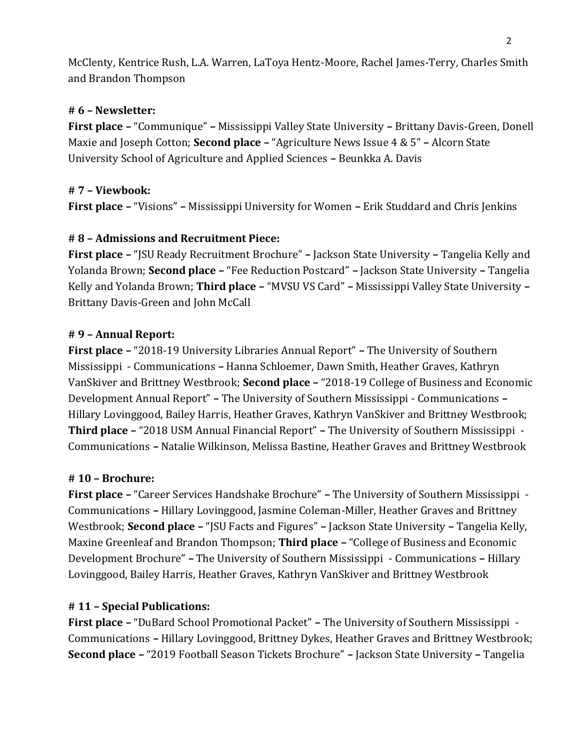McClenty, Kentrice Rush, L.A. Warren, LaToya Hentz-Moore, Rachel James-Terry, Charles Smith and Brandon Thompson

**# 6 – Newsletter:**

**First place –** "Communique" **–** Mississippi Valley State University **–** Brittany Davis-Green, Donell Maxie and Joseph Cotton; **Second place –** "Agriculture News Issue 4 & 5" **–** Alcorn State University School of Agriculture and Applied Sciences **–** Beunkka A. Davis

**# 7 – Viewbook:**

**First place –** "Visions" **–** Mississippi University for Women **–** Erik Studdard and Chris Jenkins

**# 8 – Admissions and Recruitment Piece:**

**First place –** "JSU Ready Recruitment Brochure" **–** Jackson State University **–** Tangelia Kelly and Yolanda Brown; **Second place –** "Fee Reduction Postcard" **–** Jackson State University **–** Tangelia Kelly and Yolanda Brown; **Third place –** "MVSU VS Card" **–** Mississippi Valley State University **–** Brittany Davis-Green and John McCall

**# 9 – Annual Report:**

**First place –** "2018-19 University Libraries Annual Report" **–** The University of Southern Mississippi - Communications **–** Hanna Schloemer, Dawn Smith, Heather Graves, Kathryn VanSkiver and Brittney Westbrook; **Second place –** "2018-19 College of Business and Economic Development Annual Report" **–** The University of Southern Mississippi - Communications **–** Hillary Lovinggood, Bailey Harris, Heather Graves, Kathryn VanSkiver and Brittney Westbrook; **Third place –** "2018 USM Annual Financial Report" **–** The University of Southern Mississippi - Communications **–** Natalie Wilkinson, Melissa Bastine, Heather Graves and Brittney Westbrook

**# 10 – Brochure:**

**First place –** "Career Services Handshake Brochure" **–** The University of Southern Mississippi - Communications **–** Hillary Lovinggood, Jasmine Coleman-Miller, Heather Graves and Brittney Westbrook; **Second place –** "JSU Facts and Figures" **–** Jackson State University **–** Tangelia Kelly, Maxine Greenleaf and Brandon Thompson; **Third place –** "College of Business and Economic Development Brochure" **–** The University of Southern Mississippi - Communications **–** Hillary Lovinggood, Bailey Harris, Heather Graves, Kathryn VanSkiver and Brittney Westbrook

**# 11 – Special Publications:**

**First place –** "DuBard School Promotional Packet" **–** The University of Southern Mississippi - Communications **–** Hillary Lovinggood, Brittney Dykes, Heather Graves and Brittney Westbrook; **Second place –** "2019 Football Season Tickets Brochure" **–** Jackson State University **–** Tangelia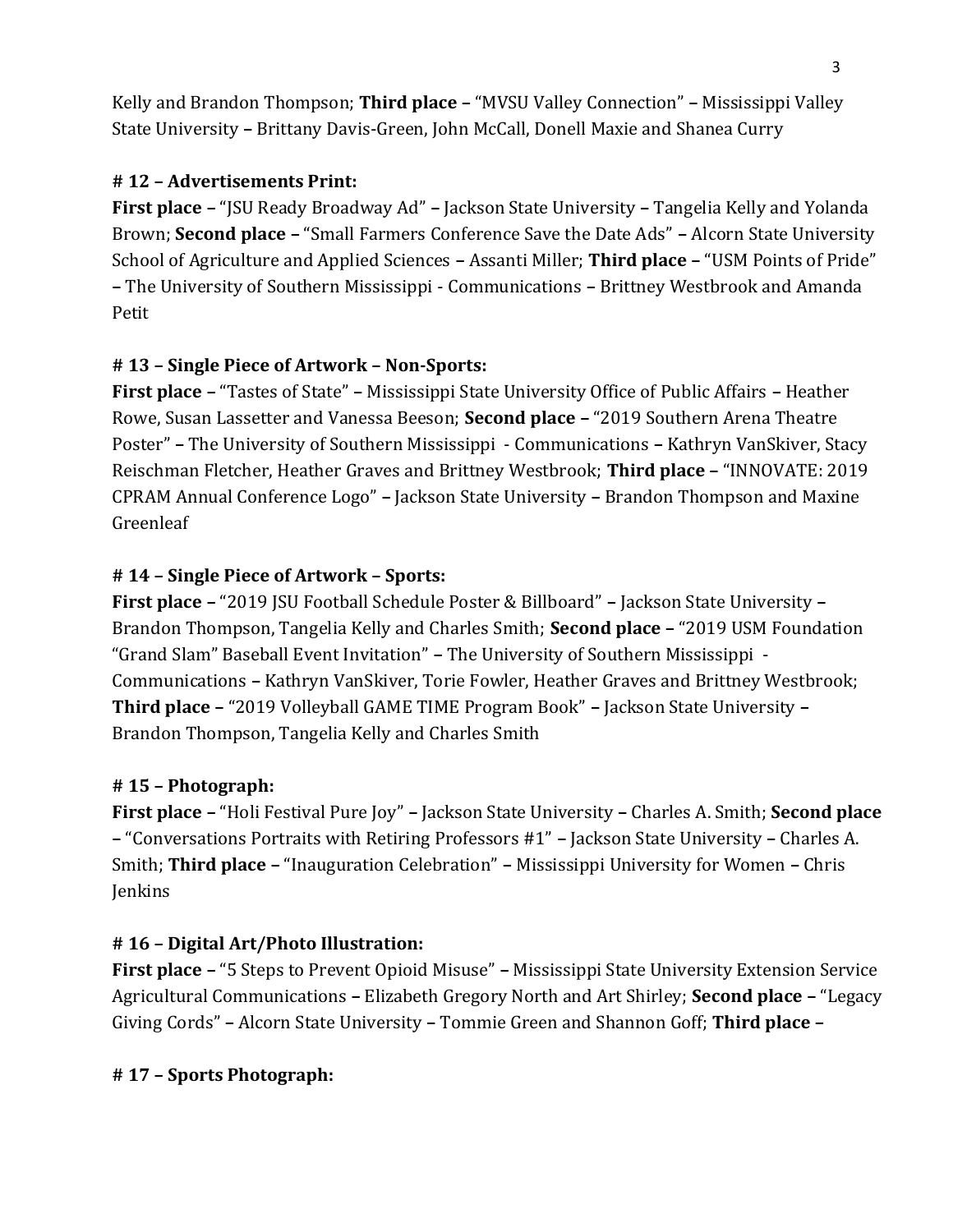Kelly and Brandon Thompson; **Third place –** "MVSU Valley Connection" **–** Mississippi Valley State University **–** Brittany Davis-Green, John McCall, Donell Maxie and Shanea Curry

**# 12 – Advertisements Print:**

**First place –** "JSU Ready Broadway Ad" **–** Jackson State University **–** Tangelia Kelly and Yolanda Brown; **Second place –** "Small Farmers Conference Save the Date Ads" **–** Alcorn State University School of Agriculture and Applied Sciences **–** Assanti Miller; **Third place –** "USM Points of Pride" **–** The University of Southern Mississippi - Communications **–** Brittney Westbrook and Amanda Petit

**# 13 – Single Piece of Artwork – Non-Sports:**

**First place –** "Tastes of State" **–** Mississippi State University Office of Public Affairs **–** Heather Rowe, Susan Lassetter and Vanessa Beeson; **Second place –** "2019 Southern Arena Theatre Poster" **–** The University of Southern Mississippi - Communications **–** Kathryn VanSkiver, Stacy Reischman Fletcher, Heather Graves and Brittney Westbrook; **Third place –** "INNOVATE: 2019 CPRAM Annual Conference Logo" **–** Jackson State University **–** Brandon Thompson and Maxine Greenleaf

**# 14 – Single Piece of Artwork – Sports:**

**First place –** "2019 JSU Football Schedule Poster & Billboard" **–** Jackson State University **–** Brandon Thompson, Tangelia Kelly and Charles Smith; **Second place –** "2019 USM Foundation "Grand Slam" Baseball Event Invitation" **–** The University of Southern Mississippi - Communications **–** Kathryn VanSkiver, Torie Fowler, Heather Graves and Brittney Westbrook; **Third place –** "2019 Volleyball GAME TIME Program Book" **–** Jackson State University **–** Brandon Thompson, Tangelia Kelly and Charles Smith

**# 15 – Photograph:**

**First place –** "Holi Festival Pure Joy" **–** Jackson State University **–** Charles A. Smith; **Second place –** "Conversations Portraits with Retiring Professors #1" **–** Jackson State University **–** Charles A. Smith; **Third place –** "Inauguration Celebration" **–** Mississippi University for Women **–** Chris Jenkins

**# 16 – Digital Art/Photo Illustration:**

**First place –** "5 Steps to Prevent Opioid Misuse" **–** Mississippi State University Extension Service Agricultural Communications **–** Elizabeth Gregory North and Art Shirley; **Second place –** "Legacy Giving Cords" **–** Alcorn State University **–** Tommie Green and Shannon Goff; **Third place –**

**# 17 – Sports Photograph:**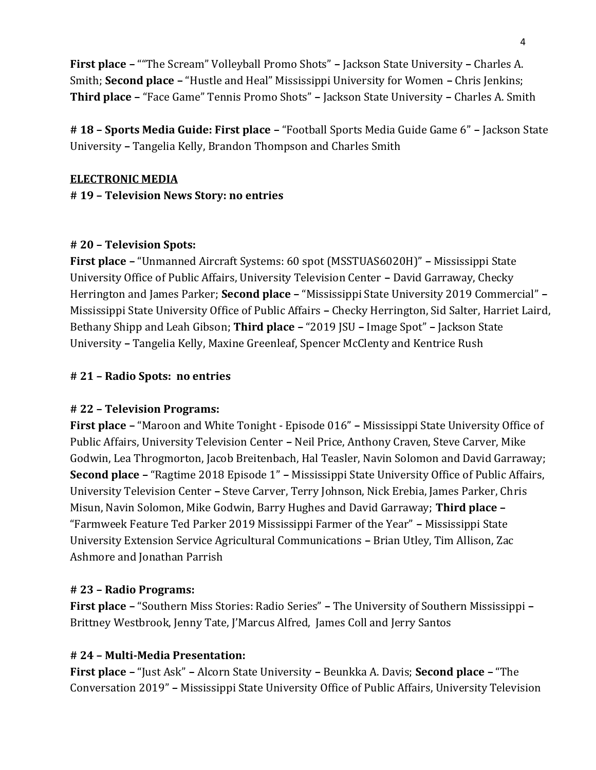**First place –** ""The Scream" Volleyball Promo Shots" **–** Jackson State University **–** Charles A. Smith; **Second place –** "Hustle and Heal" Mississippi University for Women **–** Chris Jenkins; **Third place –** "Face Game" Tennis Promo Shots" **–** Jackson State University **–** Charles A. Smith

**# 18 – Sports Media Guide: First place –** "Football Sports Media Guide Game 6" **–** Jackson State University **–** Tangelia Kelly, Brandon Thompson and Charles Smith

**<u>ELECTRONIC MEDIA</u>**

**# 19 – Television News Story: no entries**

**# 20 – Television Spots:**

**First place –** "Unmanned Aircraft Systems: 60 spot (MSSTUAS6020H)" **–** Mississippi State University Office of Public Affairs, University Television Center **–** David Garraway, Checky Herrington and James Parker; **Second place –** "Mississippi State University 2019 Commercial" **–** Mississippi State University Office of Public Affairs **–** Checky Herrington, Sid Salter, Harriet Laird, Bethany Shipp and Leah Gibson; **Third place –** "2019 JSU – Image Spot" **–** Jackson State University **–** Tangelia Kelly, Maxine Greenleaf, Spencer McClenty and Kentrice Rush

**# 21 – Radio Spots: no entries**

**# 22 – Television Programs:**

**First place –** "Maroon and White Tonight - Episode 016" **–** Mississippi State University Office of Public Affairs, University Television Center **–** Neil Price, Anthony Craven, Steve Carver, Mike Godwin, Lea Throgmorton, Jacob Breitenbach, Hal Teasler, Navin Solomon and David Garraway; **Second place –** "Ragtime 2018 Episode 1" **–** Mississippi State University Office of Public Affairs, University Television Center **–** Steve Carver, Terry Johnson, Nick Erebia, James Parker, Chris Misun, Navin Solomon, Mike Godwin, Barry Hughes and David Garraway; **Third place –** "Farmweek Feature Ted Parker 2019 Mississippi Farmer of the Year" **–** Mississippi State University Extension Service Agricultural Communications **–** Brian Utley, Tim Allison, Zac Ashmore and Jonathan Parrish

**# 23 – Radio Programs:**

**First place –** "Southern Miss Stories: Radio Series" **–** The University of Southern Mississippi **–** Brittney Westbrook, Jenny Tate, J'Marcus Alfred, James Coll and Jerry Santos

**# 24 – Multi-Media Presentation:**

**First place –** "Just Ask" **–** Alcorn State University **–** Beunkka A. Davis; **Second place –** "The Conversation 2019" **–** Mississippi State University Office of Public Affairs, University Television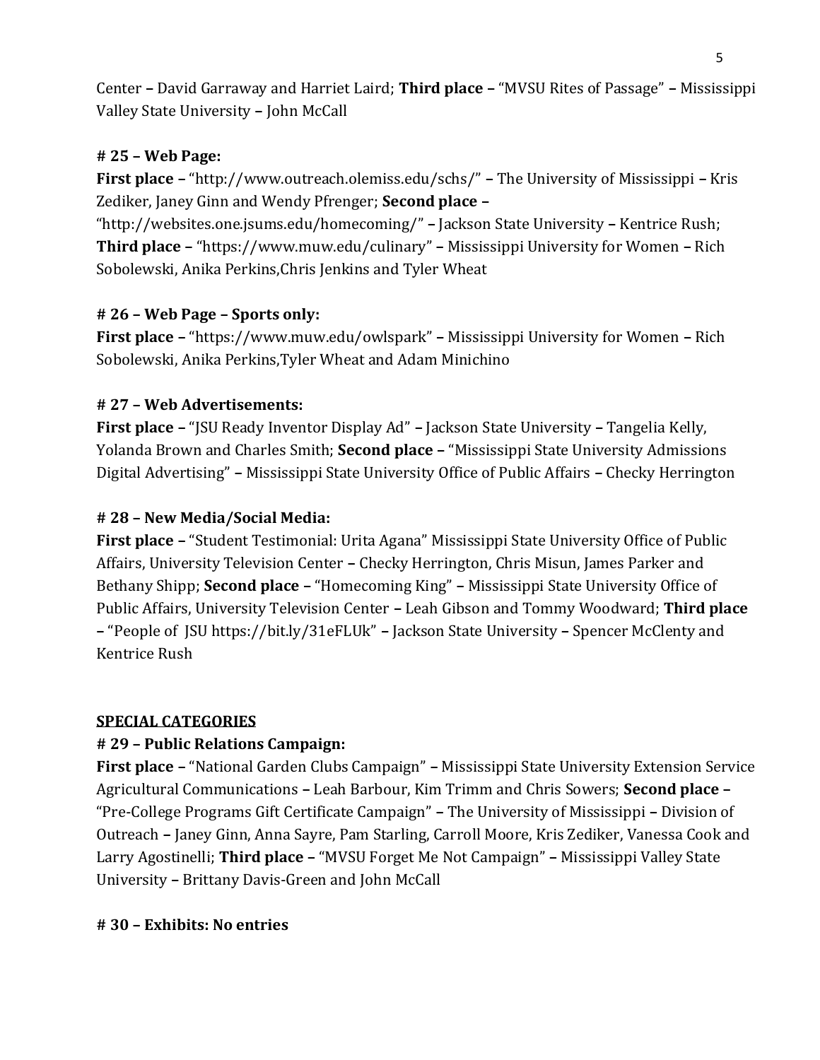Center – David Garraway and Harriet Laird; **Third place –** "MVSU Rites of Passage" **–** Mississippi Valley State University **–** John McCall

**# 25 – Web Page:**
**First place –** "http://www.outreach.olemiss.edu/schs/" **–** The University of Mississippi **–** Kris Zediker, Janey Ginn and Wendy Pfrenger; **Second place –** "http://websites.one.jsums.edu/homecoming/" **–** Jackson State University **–** Kentrice Rush; **Third place –** "https://www.muw.edu/culinary" **–** Mississippi University for Women **–** Rich Sobolewski, Anika Perkins,Chris Jenkins and Tyler Wheat

**# 26 – Web Page – Sports only:**
**First place –** "https://www.muw.edu/owlspark" **–** Mississippi University for Women **–** Rich Sobolewski, Anika Perkins,Tyler Wheat and Adam Minichino

**# 27 – Web Advertisements:**
**First place –** "JSU Ready Inventor Display Ad" **–** Jackson State University **–** Tangelia Kelly, Yolanda Brown and Charles Smith; **Second place –** "Mississippi State University Admissions Digital Advertising" **–** Mississippi State University Office of Public Affairs **–** Checky Herrington

**# 28 – New Media/Social Media:**
**First place –** "Student Testimonial: Urita Agana" Mississippi State University Office of Public Affairs, University Television Center **–** Checky Herrington, Chris Misun, James Parker and Bethany Shipp; **Second place –** "Homecoming King" **–** Mississippi State University Office of Public Affairs, University Television Center **–** Leah Gibson and Tommy Woodward; **Third place –** "People of JSU https://bit.ly/31eFLUk" **–** Jackson State University **–** Spencer McClenty and Kentrice Rush

**SPECIAL CATEGORIES**

**# 29 – Public Relations Campaign:**
**First place –** "National Garden Clubs Campaign" **–** Mississippi State University Extension Service Agricultural Communications **–** Leah Barbour, Kim Trimm and Chris Sowers; **Second place –** "Pre-College Programs Gift Certificate Campaign" **–** The University of Mississippi **–** Division of Outreach **–** Janey Ginn, Anna Sayre, Pam Starling, Carroll Moore, Kris Zediker, Vanessa Cook and Larry Agostinelli; **Third place –** "MVSU Forget Me Not Campaign" **–** Mississippi Valley State University **–** Brittany Davis-Green and John McCall

**# 30 – Exhibits: No entries**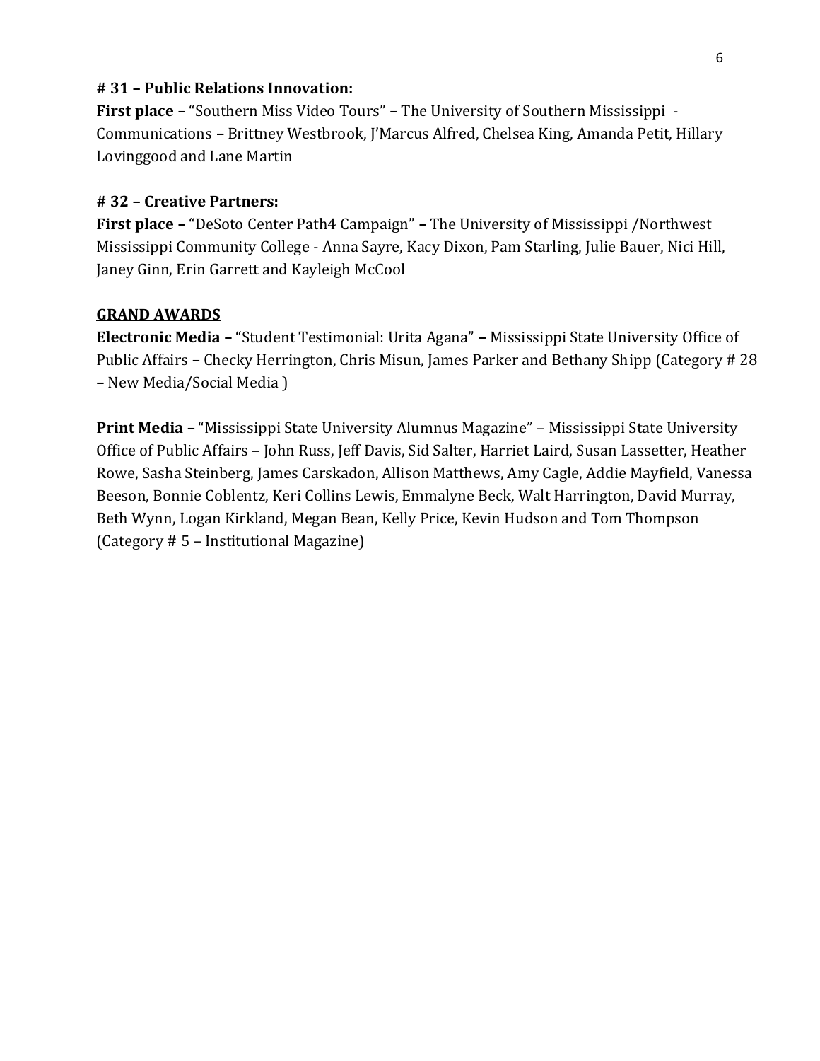**# 31 – Public Relations Innovation:**

**First place –** "Southern Miss Video Tours" **–** The University of Southern Mississippi - Communications **–** Brittney Westbrook, J'Marcus Alfred, Chelsea King, Amanda Petit, Hillary Lovinggood and Lane Martin

**# 32 – Creative Partners:**

**First place –** "DeSoto Center Path4 Campaign" **–** The University of Mississippi /Northwest Mississippi Community College - Anna Sayre, Kacy Dixon, Pam Starling, Julie Bauer, Nici Hill, Janey Ginn, Erin Garrett and Kayleigh McCool

**GRAND AWARDS**

**Electronic Media –** "Student Testimonial: Urita Agana" **–** Mississippi State University Office of Public Affairs **–** Checky Herrington, Chris Misun, James Parker and Bethany Shipp (Category # 28 **–** New Media/Social Media )

**Print Media –** "Mississippi State University Alumnus Magazine" – Mississippi State University Office of Public Affairs – John Russ, Jeff Davis, Sid Salter, Harriet Laird, Susan Lassetter, Heather Rowe, Sasha Steinberg, James Carskadon, Allison Matthews, Amy Cagle, Addie Mayfield, Vanessa Beeson, Bonnie Coblentz, Keri Collins Lewis, Emmalyne Beck, Walt Harrington, David Murray, Beth Wynn, Logan Kirkland, Megan Bean, Kelly Price, Kevin Hudson and Tom Thompson (Category # 5 – Institutional Magazine)